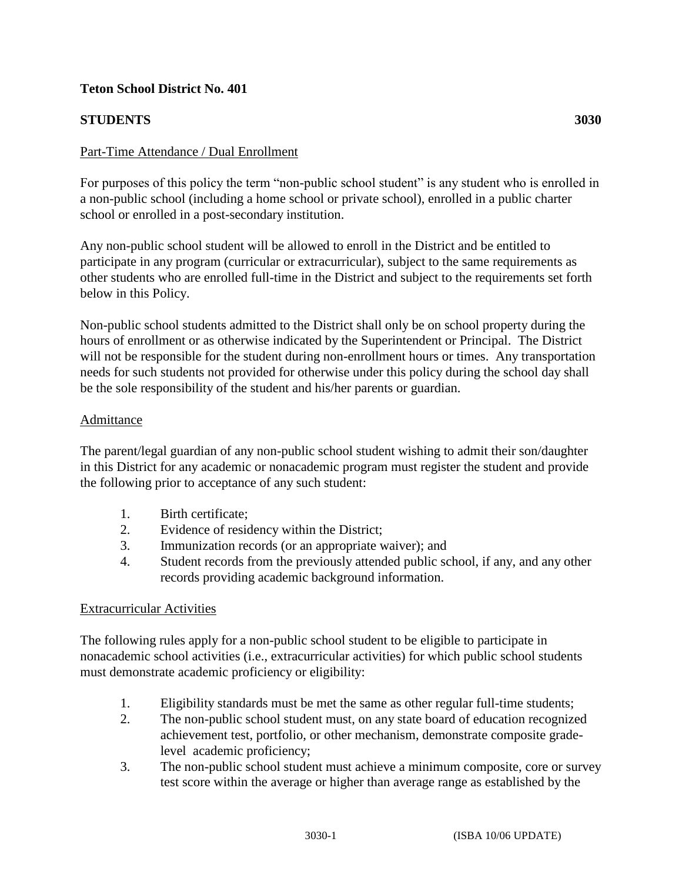**Teton School District No. 401**

**STUDENTS** **3030**

Part-Time Attendance / Dual Enrollment

For purposes of this policy the term "non-public school student" is any student who is enrolled in a non-public school (including a home school or private school), enrolled in a public charter school or enrolled in a post-secondary institution.

Any non-public school student will be allowed to enroll in the District and be entitled to participate in any program (curricular or extracurricular), subject to the same requirements as other students who are enrolled full-time in the District and subject to the requirements set forth below in this Policy.

Non-public school students admitted to the District shall only be on school property during the hours of enrollment or as otherwise indicated by the Superintendent or Principal. The District will not be responsible for the student during non-enrollment hours or times. Any transportation needs for such students not provided for otherwise under this policy during the school day shall be the sole responsibility of the student and his/her parents or guardian.

Admittance

The parent/legal guardian of any non-public school student wishing to admit their son/daughter in this District for any academic or nonacademic program must register the student and provide the following prior to acceptance of any such student:

1. Birth certificate;
2. Evidence of residency within the District;
3. Immunization records (or an appropriate waiver); and
4. Student records from the previously attended public school, if any, and any other records providing academic background information.

Extracurricular Activities

The following rules apply for a non-public school student to be eligible to participate in nonacademic school activities (i.e., extracurricular activities) for which public school students must demonstrate academic proficiency or eligibility:

1. Eligibility standards must be met the same as other regular full-time students;
2. The non-public school student must, on any state board of education recognized achievement test, portfolio, or other mechanism, demonstrate composite grade-level academic proficiency;
3. The non-public school student must achieve a minimum composite, core or survey test score within the average or higher than average range as established by the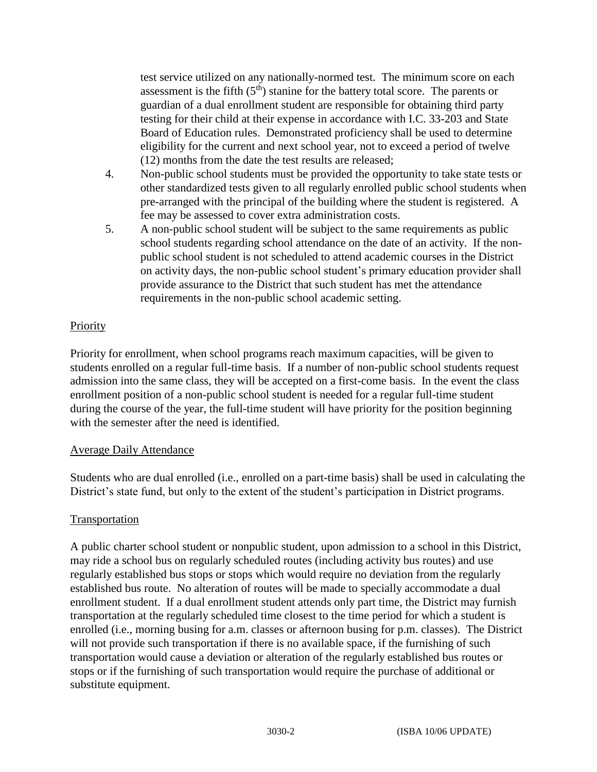test service utilized on any nationally-normed test. The minimum score on each assessment is the fifth ($5^{th}$) stanine for the battery total score. The parents or guardian of a dual enrollment student are responsible for obtaining third party testing for their child at their expense in accordance with I.C. 33-203 and State Board of Education rules. Demonstrated proficiency shall be used to determine eligibility for the current and next school year, not to exceed a period of twelve (12) months from the date the test results are released;

4. Non-public school students must be provided the opportunity to take state tests or other standardized tests given to all regularly enrolled public school students when pre-arranged with the principal of the building where the student is registered. A fee may be assessed to cover extra administration costs.
5. A non-public school student will be subject to the same requirements as public school students regarding school attendance on the date of an activity. If the non-public school student is not scheduled to attend academic courses in the District on activity days, the non-public school student's primary education provider shall provide assurance to the District that such student has met the attendance requirements in the non-public school academic setting.

## Priority

Priority for enrollment, when school programs reach maximum capacities, will be given to students enrolled on a regular full-time basis. If a number of non-public school students request admission into the same class, they will be accepted on a first-come basis. In the event the class enrollment position of a non-public school student is needed for a regular full-time student during the course of the year, the full-time student will have priority for the position beginning with the semester after the need is identified.

## Average Daily Attendance

Students who are dual enrolled (i.e., enrolled on a part-time basis) shall be used in calculating the District's state fund, but only to the extent of the student's participation in District programs.

## Transportation

A public charter school student or nonpublic student, upon admission to a school in this District, may ride a school bus on regularly scheduled routes (including activity bus routes) and use regularly established bus stops or stops which would require no deviation from the regularly established bus route. No alteration of routes will be made to specially accommodate a dual enrollment student. If a dual enrollment student attends only part time, the District may furnish transportation at the regularly scheduled time closest to the time period for which a student is enrolled (i.e., morning busing for a.m. classes or afternoon busing for p.m. classes). The District will not provide such transportation if there is no available space, if the furnishing of such transportation would cause a deviation or alteration of the regularly established bus routes or stops or if the furnishing of such transportation would require the purchase of additional or substitute equipment.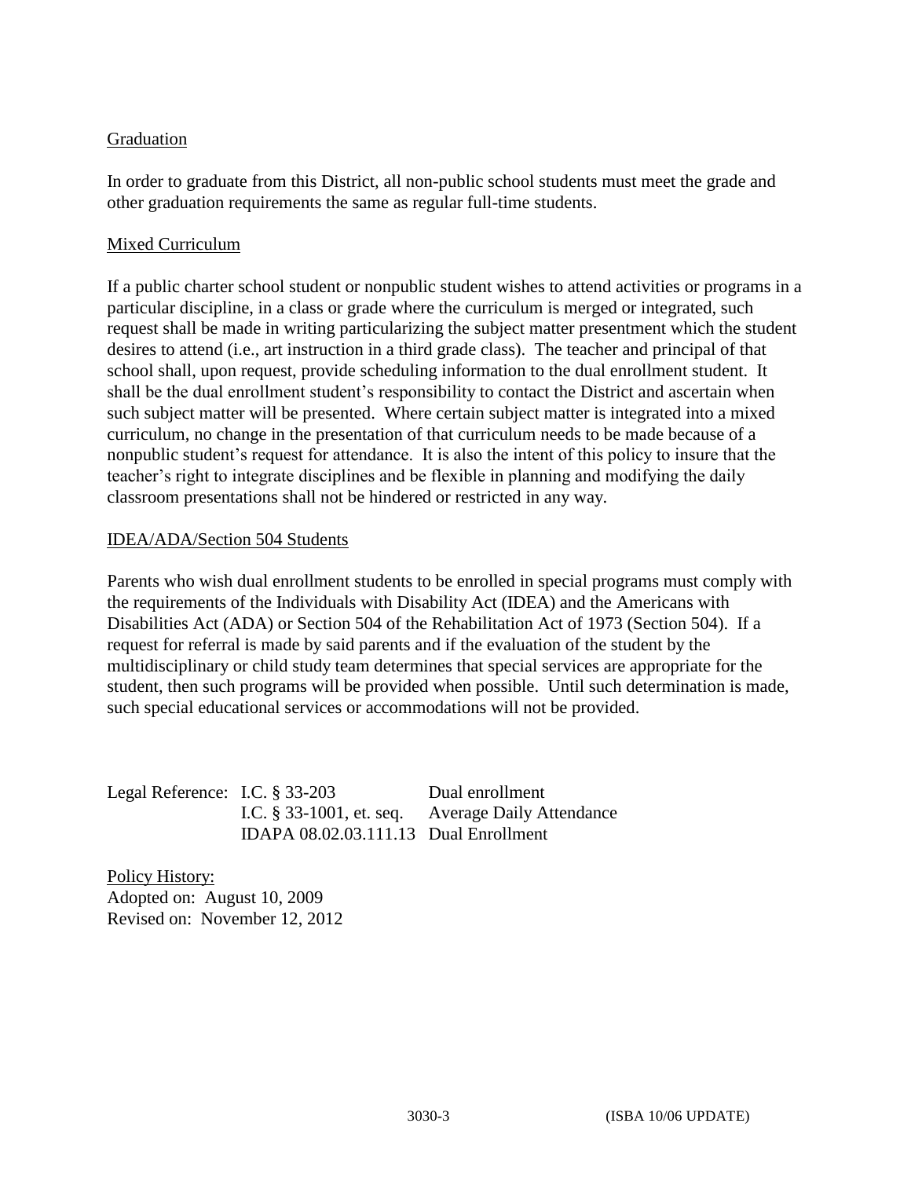Graduation

In order to graduate from this District, all non-public school students must meet the grade and other graduation requirements the same as regular full-time students.

Mixed Curriculum

If a public charter school student or nonpublic student wishes to attend activities or programs in a particular discipline, in a class or grade where the curriculum is merged or integrated, such request shall be made in writing particularizing the subject matter presentment which the student desires to attend (i.e., art instruction in a third grade class). The teacher and principal of that school shall, upon request, provide scheduling information to the dual enrollment student. It shall be the dual enrollment student's responsibility to contact the District and ascertain when such subject matter will be presented. Where certain subject matter is integrated into a mixed curriculum, no change in the presentation of that curriculum needs to be made because of a nonpublic student's request for attendance. It is also the intent of this policy to insure that the teacher's right to integrate disciplines and be flexible in planning and modifying the daily classroom presentations shall not be hindered or restricted in any way.

IDEA/ADA/Section 504 Students

Parents who wish dual enrollment students to be enrolled in special programs must comply with the requirements of the Individuals with Disability Act (IDEA) and the Americans with Disabilities Act (ADA) or Section 504 of the Rehabilitation Act of 1973 (Section 504). If a request for referral is made by said parents and if the evaluation of the student by the multidisciplinary or child study team determines that special services are appropriate for the student, then such programs will be provided when possible. Until such determination is made, such special educational services or accommodations will not be provided.

| | | |
|---|---|---|
| Legal Reference: | I.C. § 33-203 | Dual enrollment |
| | I.C. § 33-1001, et. seq. | Average Daily Attendance |
| | IDAPA 08.02.03.111.13 | Dual Enrollment |

Policy History:
Adopted on: August 10, 2009
Revised on: November 12, 2012